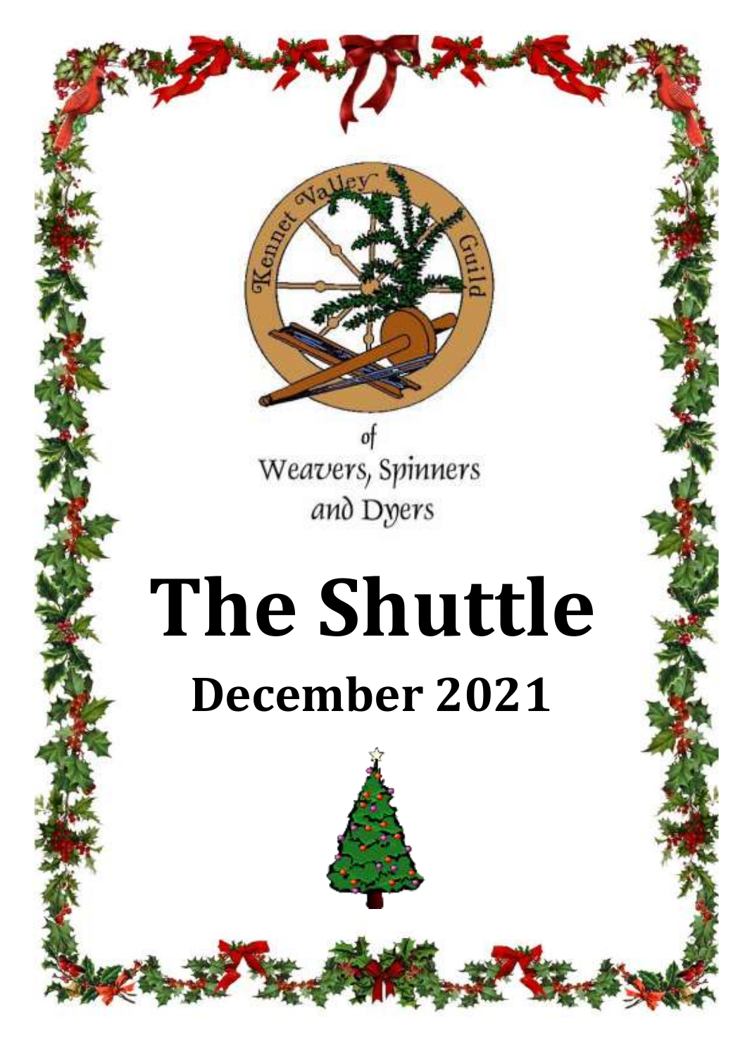Kennet Valley Guild

of

Weavers, Spinners and Dyers

# The Shuttle

## December 2021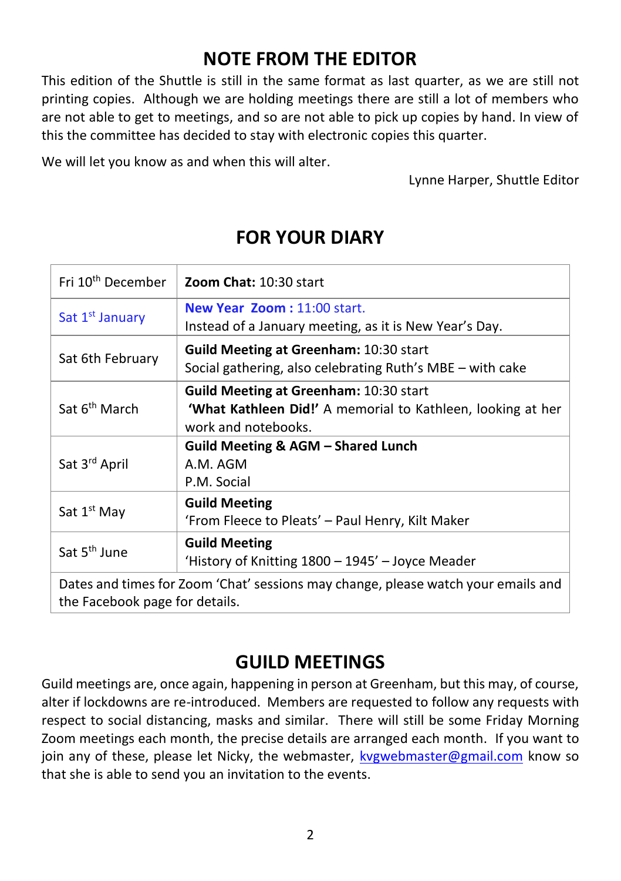## NOTE FROM THE EDITOR

This edition of the Shuttle is still in the same format as last quarter, as we are still not printing copies. Although we are holding meetings there are still a lot of members who are not able to get to meetings, and so are not able to pick up copies by hand. In view of this the committee has decided to stay with electronic copies this quarter.

We will let you know as and when this will alter.

Lynne Harper, Shuttle Editor

## FOR YOUR DIARY

| | |
|---|---|
| Fri 10th December | **Zoom Chat:** 10:30 start |
| Sat 1st January | **New Year Zoom :** 11:00 start.<br>Instead of a January meeting, as it is New Year's Day. |
| Sat 6th February | **Guild Meeting at Greenham:** 10:30 start<br>Social gathering, also celebrating Ruth's MBE – with cake |
| Sat 6th March | **Guild Meeting at Greenham:** 10:30 start<br>**'What Kathleen Did!'** A memorial to Kathleen, looking at her work and notebooks. |
| Sat 3rd April | **Guild Meeting & AGM – Shared Lunch**<br>A.M. AGM<br>P.M. Social |
| Sat 1st May | **Guild Meeting**<br>'From Fleece to Pleats' – Paul Henry, Kilt Maker |
| Sat 5th June | **Guild Meeting**<br>'History of Knitting 1800 – 1945' – Joyce Meader |
| Dates and times for Zoom 'Chat' sessions may change, please watch your emails and the Facebook page for details. | |

## GUILD MEETINGS

Guild meetings are, once again, happening in person at Greenham, but this may, of course, alter if lockdowns are re-introduced. Members are requested to follow any requests with respect to social distancing, masks and similar. There will still be some Friday Morning Zoom meetings each month, the precise details are arranged each month. If you want to join any of these, please let Nicky, the webmaster, kvgwebmaster@gmail.com know so that she is able to send you an invitation to the events.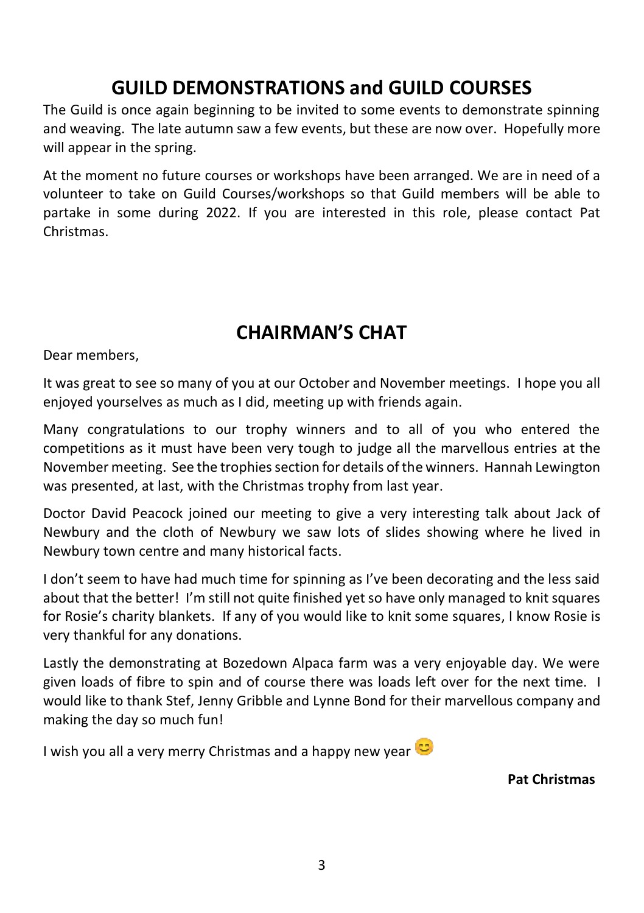# GUILD DEMONSTRATIONS and GUILD COURSES

The Guild is once again beginning to be invited to some events to demonstrate spinning and weaving. The late autumn saw a few events, but these are now over. Hopefully more will appear in the spring.

At the moment no future courses or workshops have been arranged. We are in need of a volunteer to take on Guild Courses/workshops so that Guild members will be able to partake in some during 2022. If you are interested in this role, please contact Pat Christmas.

# CHAIRMAN'S CHAT

Dear members,

It was great to see so many of you at our October and November meetings. I hope you all enjoyed yourselves as much as I did, meeting up with friends again.

Many congratulations to our trophy winners and to all of you who entered the competitions as it must have been very tough to judge all the marvellous entries at the November meeting. See the trophies section for details of the winners. Hannah Lewington was presented, at last, with the Christmas trophy from last year.

Doctor David Peacock joined our meeting to give a very interesting talk about Jack of Newbury and the cloth of Newbury we saw lots of slides showing where he lived in Newbury town centre and many historical facts.

I don't seem to have had much time for spinning as I've been decorating and the less said about that the better! I'm still not quite finished yet so have only managed to knit squares for Rosie's charity blankets. If any of you would like to knit some squares, I know Rosie is very thankful for any donations.

Lastly the demonstrating at Bozedown Alpaca farm was a very enjoyable day. We were given loads of fibre to spin and of course there was loads left over for the next time. I would like to thank Stef, Jenny Gribble and Lynne Bond for their marvellous company and making the day so much fun!

I wish you all a very merry Christmas and a happy new year 😊

**Pat Christmas**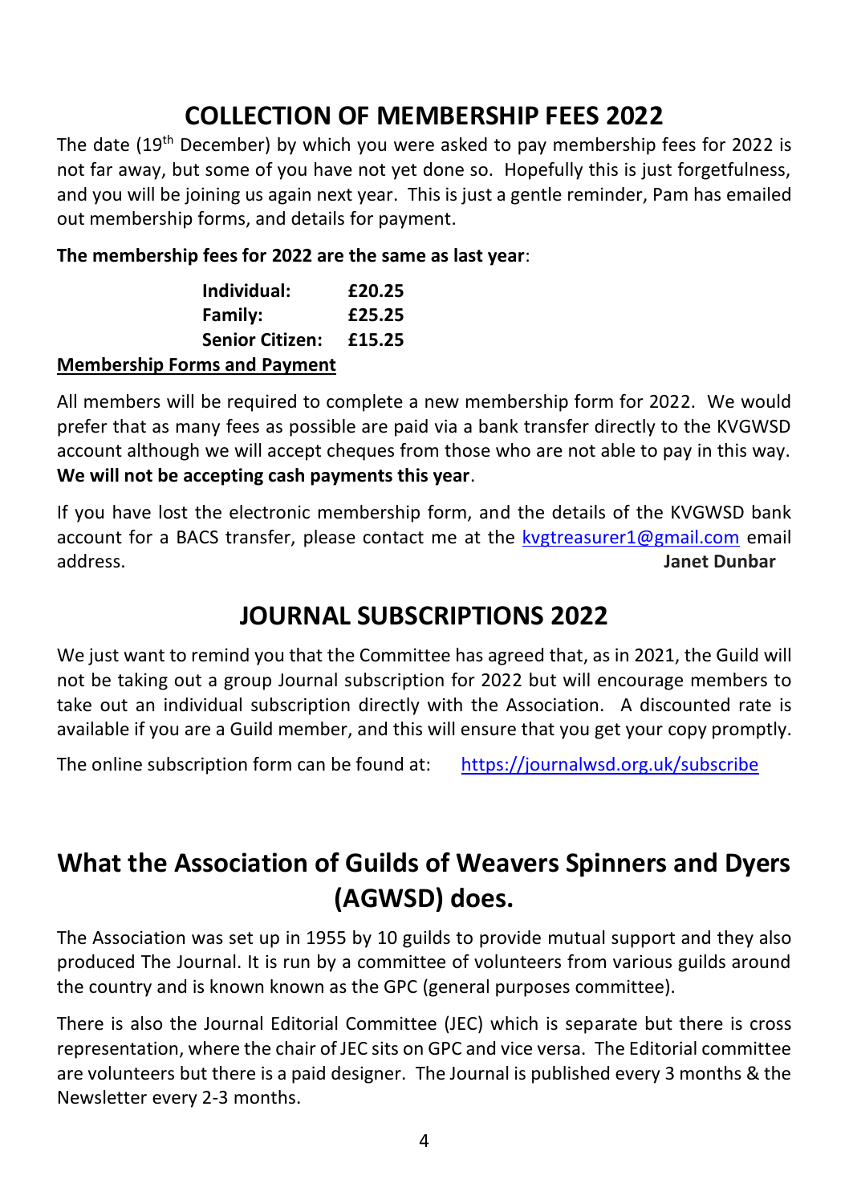## COLLECTION OF MEMBERSHIP FEES 2022

The date (19th December) by which you were asked to pay membership fees for 2022 is not far away, but some of you have not yet done so. Hopefully this is just forgetfulness, and you will be joining us again next year. This is just a gentle reminder, Pam has emailed out membership forms, and details for payment.

**The membership fees for 2022 are the same as last year**:

| | |
|---|---|
| **Individual:** | **£20.25** |
| **Family:** | **£25.25** |
| **Senior Citizen:** | **£15.25** |

**Membership Forms and Payment**

All members will be required to complete a new membership form for 2022. We would prefer that as many fees as possible are paid via a bank transfer directly to the KVGWSD account although we will accept cheques from those who are not able to pay in this way. **We will not be accepting cash payments this year**.

If you have lost the electronic membership form, and the details of the KVGWSD bank account for a BACS transfer, please contact me at the kvgtreasurer1@gmail.com email address.

**Janet Dunbar**

## JOURNAL SUBSCRIPTIONS 2022

We just want to remind you that the Committee has agreed that, as in 2021, the Guild will not be taking out a group Journal subscription for 2022 but will encourage members to take out an individual subscription directly with the Association. A discounted rate is available if you are a Guild member, and this will ensure that you get your copy promptly.

The online subscription form can be found at: https://journalwsd.org.uk/subscribe

## What the Association of Guilds of Weavers Spinners and Dyers (AGWSD) does.

The Association was set up in 1955 by 10 guilds to provide mutual support and they also produced The Journal. It is run by a committee of volunteers from various guilds around the country and is known known as the GPC (general purposes committee).

There is also the Journal Editorial Committee (JEC) which is separate but there is cross representation, where the chair of JEC sits on GPC and vice versa. The Editorial committee are volunteers but there is a paid designer. The Journal is published every 3 months & the Newsletter every 2-3 months.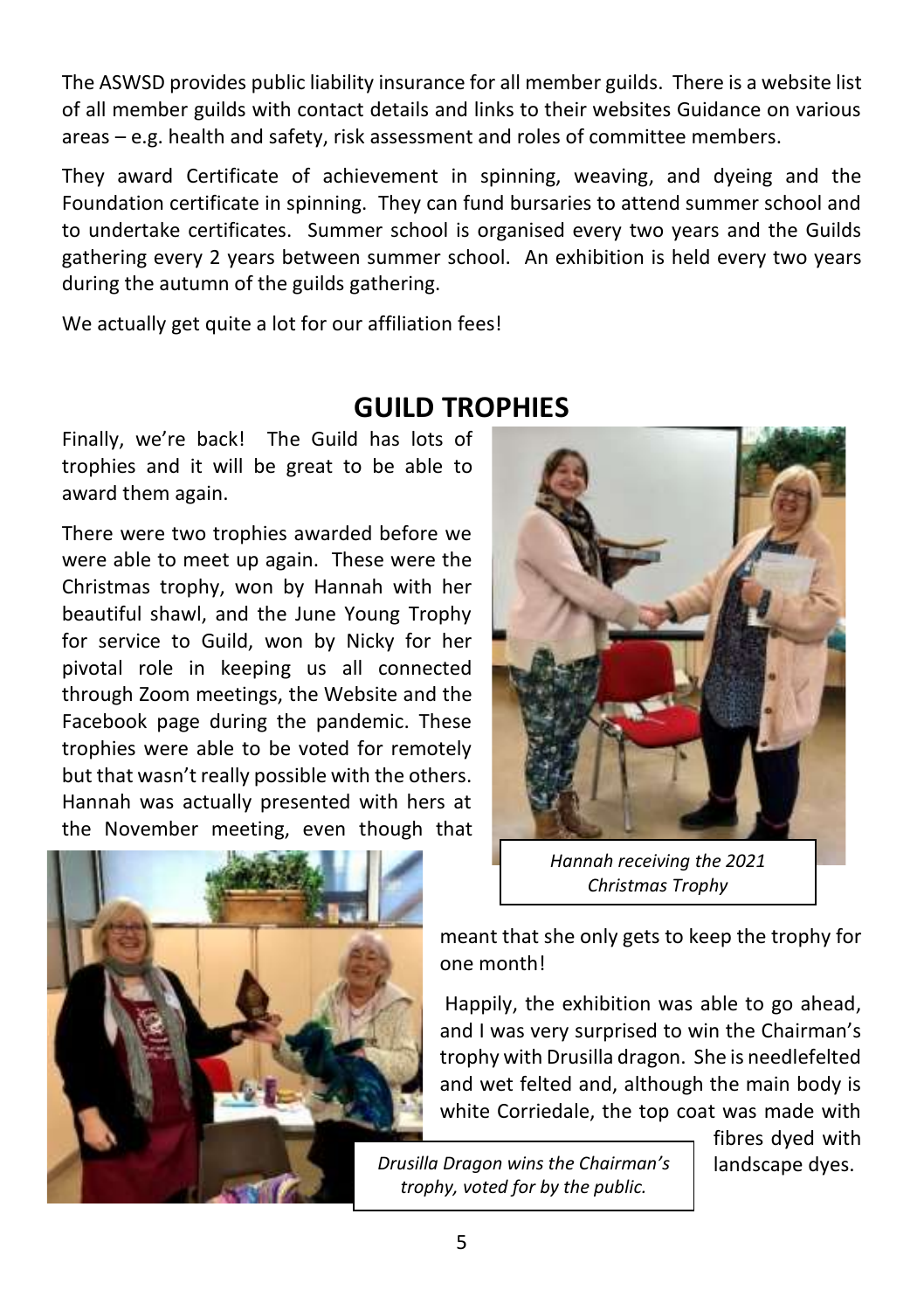The ASWSD provides public liability insurance for all member guilds. There is a website list of all member guilds with contact details and links to their websites Guidance on various areas – e.g. health and safety, risk assessment and roles of committee members.

They award Certificate of achievement in spinning, weaving, and dyeing and the Foundation certificate in spinning. They can fund bursaries to attend summer school and to undertake certificates. Summer school is organised every two years and the Guilds gathering every 2 years between summer school. An exhibition is held every two years during the autumn of the guilds gathering.

We actually get quite a lot for our affiliation fees!

## GUILD TROPHIES

Finally, we're back! The Guild has lots of trophies and it will be great to be able to award them again.

There were two trophies awarded before we were able to meet up again. These were the Christmas trophy, won by Hannah with her beautiful shawl, and the June Young Trophy for service to Guild, won by Nicky for her pivotal role in keeping us all connected through Zoom meetings, the Website and the Facebook page during the pandemic. These trophies were able to be voted for remotely but that wasn't really possible with the others. Hannah was actually presented with hers at the November meeting, even though that meant that she only gets to keep the trophy for one month!

*Hannah receiving the 2021 Christmas Trophy*

Happily, the exhibition was able to go ahead, and I was very surprised to win the Chairman's trophy with Drusilla dragon. She is needlefelted and wet felted and, although the main body is white Corriedale, the top coat was made with fibres dyed with landscape dyes.

*Drusilla Dragon wins the Chairman's trophy, voted for by the public.*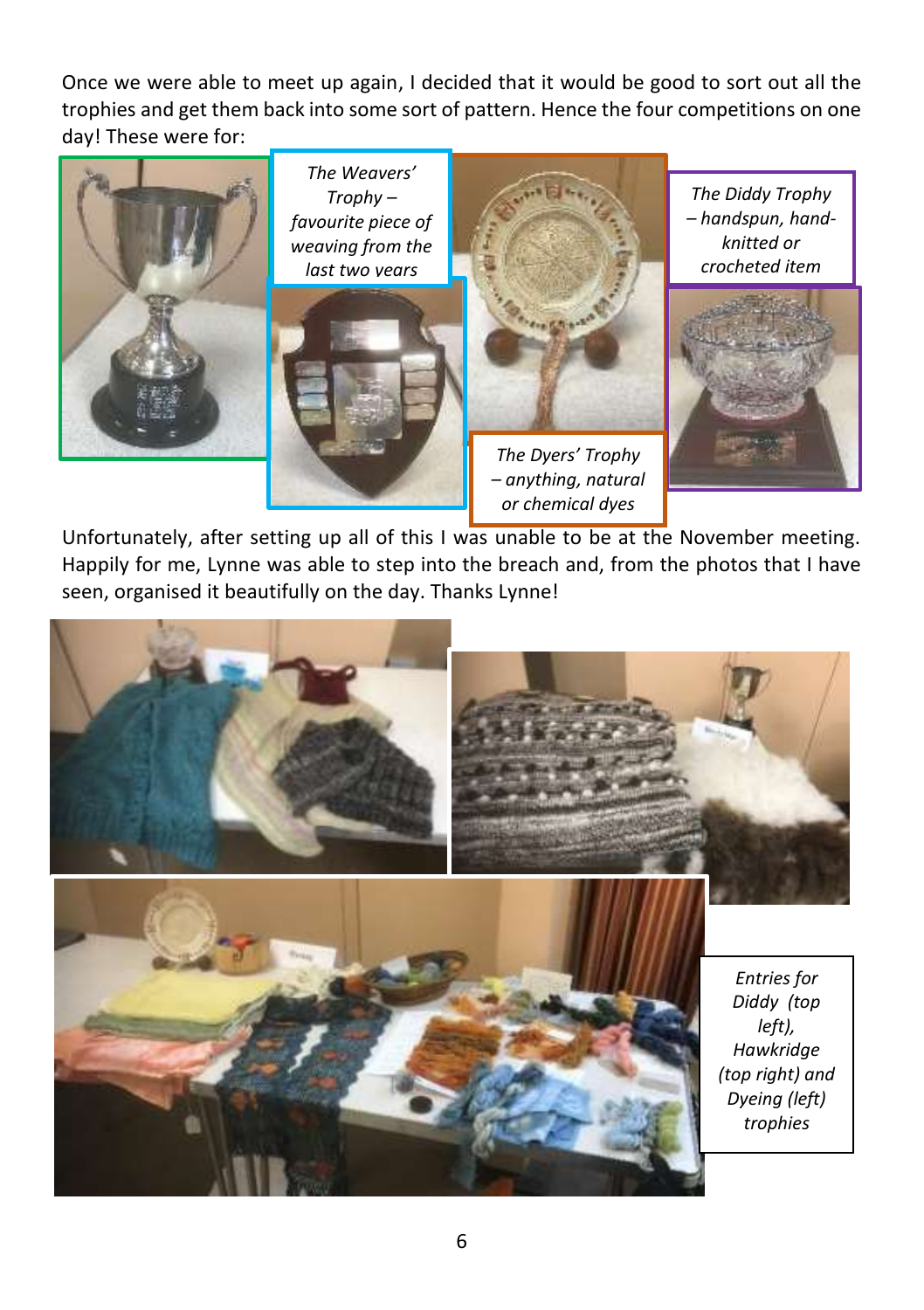Once we were able to meet up again, I decided that it would be good to sort out all the trophies and get them back into some sort of pattern. Hence the four competitions on one day! These were for:

*The Weavers' Trophy – favourite piece of weaving from the last two years*

*The Diddy Trophy – handspun, hand-knitted or crocheted item*

*The Dyers' Trophy – anything, natural or chemical dyes*

Unfortunately, after setting up all of this I was unable to be at the November meeting. Happily for me, Lynne was able to step into the breach and, from the photos that I have seen, organised it beautifully on the day. Thanks Lynne!

*Entries for Diddy (top left), Hawkridge (top right) and Dyeing (left) trophies*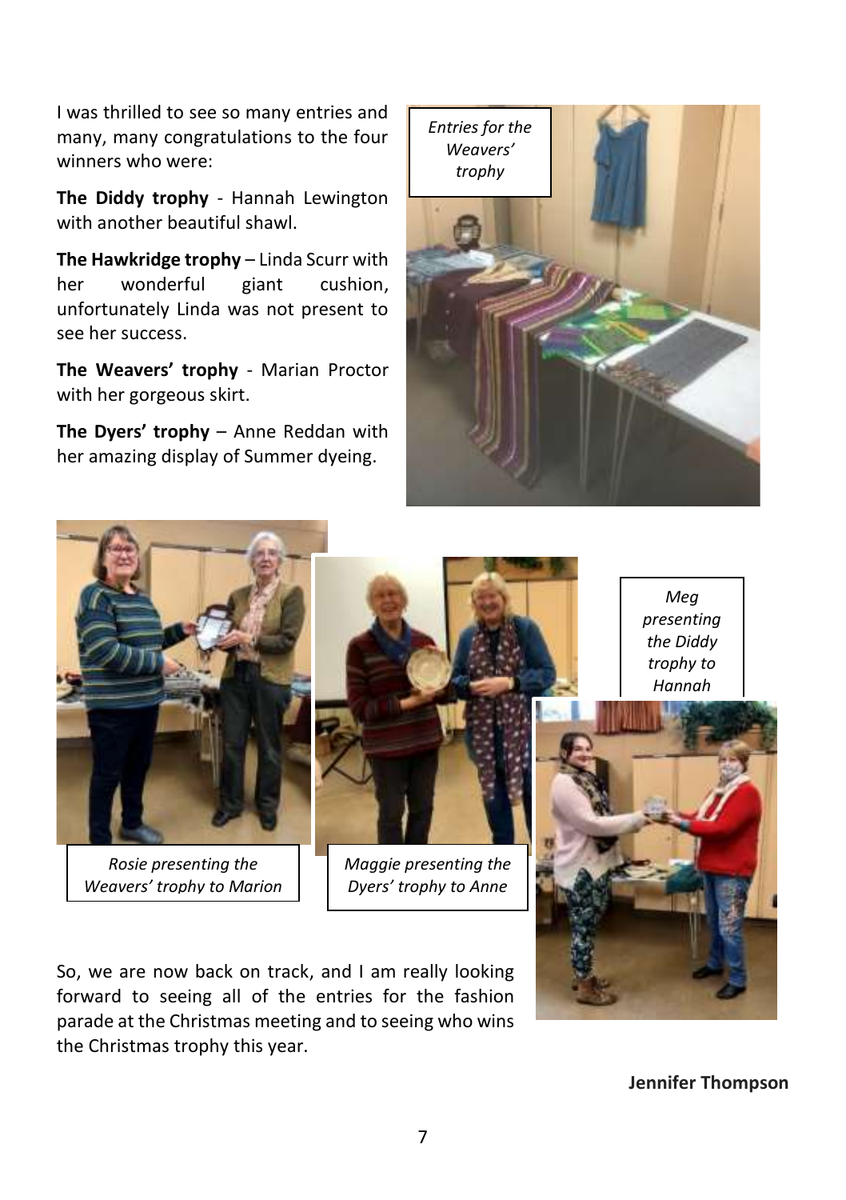I was thrilled to see so many entries and many, many congratulations to the four winners who were:

**The Diddy trophy** - Hannah Lewington with another beautiful shawl.

**The Hawkridge trophy** – Linda Scurr with her wonderful giant cushion, unfortunately Linda was not present to see her success.

**The Weavers' trophy** - Marian Proctor with her gorgeous skirt.

**The Dyers' trophy** – Anne Reddan with her amazing display of Summer dyeing.

*Entries for the Weavers' trophy*

*Rosie presenting the Weavers' trophy to Marion*

*Maggie presenting the Dyers' trophy to Anne*

*Meg presenting the Diddy trophy to Hannah*

So, we are now back on track, and I am really looking forward to seeing all of the entries for the fashion parade at the Christmas meeting and to seeing who wins the Christmas trophy this year.

**Jennifer Thompson**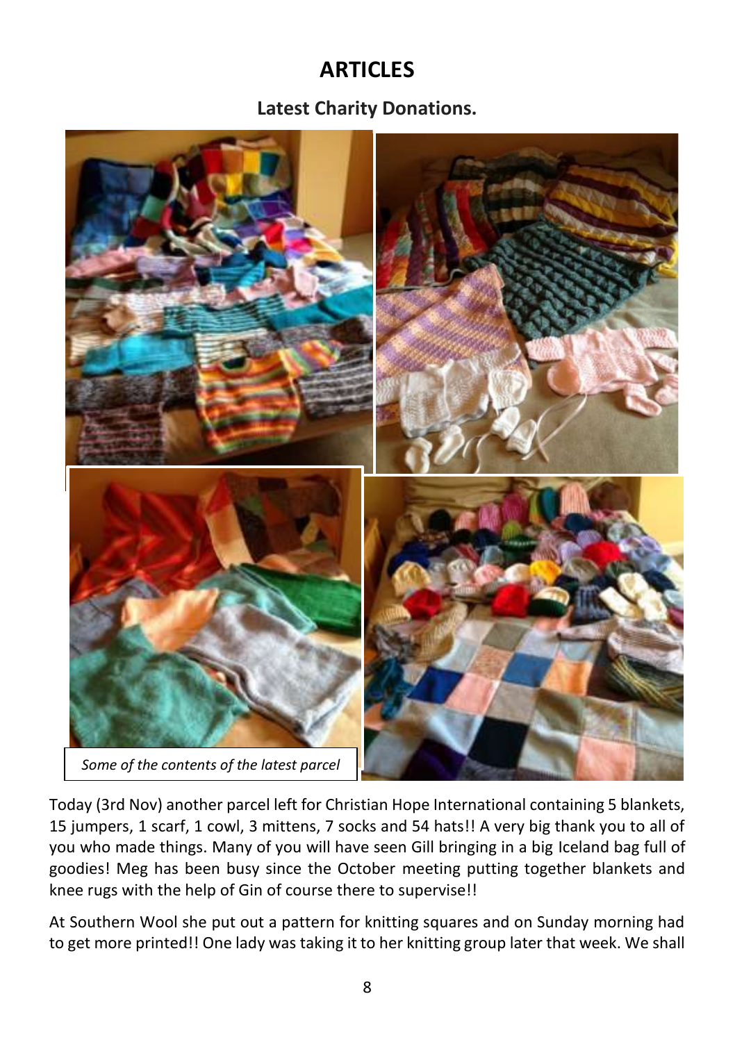# ARTICLES

## Latest Charity Donations.

*Some of the contents of the latest parcel*

Today (3rd Nov) another parcel left for Christian Hope International containing 5 blankets, 15 jumpers, 1 scarf, 1 cowl, 3 mittens, 7 socks and 54 hats!! A very big thank you to all of you who made things. Many of you will have seen Gill bringing in a big Iceland bag full of goodies! Meg has been busy since the October meeting putting together blankets and knee rugs with the help of Gin of course there to supervise!!

At Southern Wool she put out a pattern for knitting squares and on Sunday morning had to get more printed!! One lady was taking it to her knitting group later that week. We shall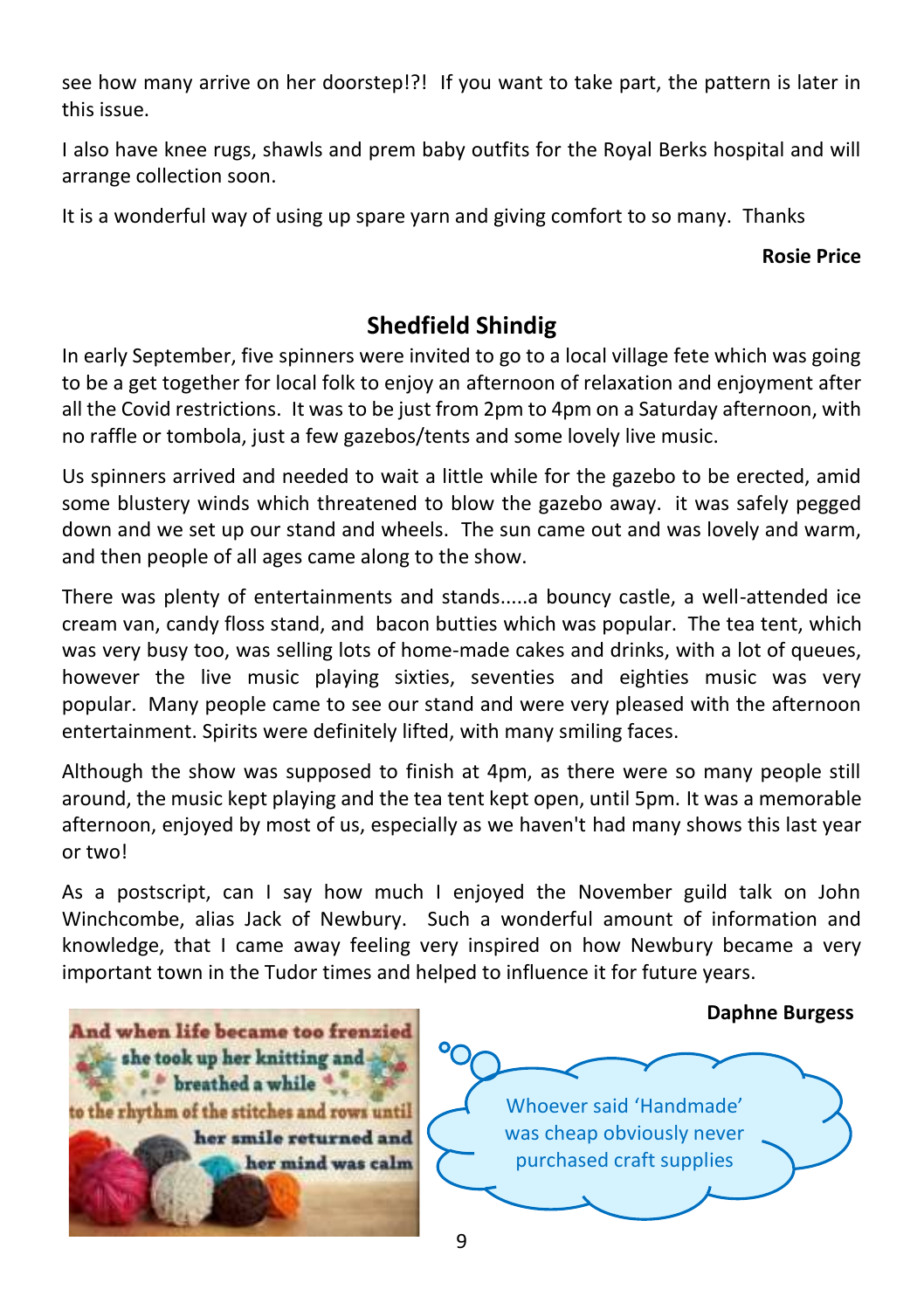see how many arrive on her doorstep!?! If you want to take part, the pattern is later in this issue.

I also have knee rugs, shawls and prem baby outfits for the Royal Berks hospital and will arrange collection soon.

It is a wonderful way of using up spare yarn and giving comfort to so many. Thanks

**Rosie Price**

## Shedfield Shindig

In early September, five spinners were invited to go to a local village fete which was going to be a get together for local folk to enjoy an afternoon of relaxation and enjoyment after all the Covid restrictions. It was to be just from 2pm to 4pm on a Saturday afternoon, with no raffle or tombola, just a few gazebos/tents and some lovely live music.

Us spinners arrived and needed to wait a little while for the gazebo to be erected, amid some blustery winds which threatened to blow the gazebo away. it was safely pegged down and we set up our stand and wheels. The sun came out and was lovely and warm, and then people of all ages came along to the show.

There was plenty of entertainments and stands.....a bouncy castle, a well-attended ice cream van, candy floss stand, and bacon butties which was popular. The tea tent, which was very busy too, was selling lots of home-made cakes and drinks, with a lot of queues, however the live music playing sixties, seventies and eighties music was very popular. Many people came to see our stand and were very pleased with the afternoon entertainment. Spirits were definitely lifted, with many smiling faces.

Although the show was supposed to finish at 4pm, as there were so many people still around, the music kept playing and the tea tent kept open, until 5pm. It was a memorable afternoon, enjoyed by most of us, especially as we haven't had many shows this last year or two!

As a postscript, can I say how much I enjoyed the November guild talk on John Winchcombe, alias Jack of Newbury. Such a wonderful amount of information and knowledge, that I came away feeling very inspired on how Newbury became a very important town in the Tudor times and helped to influence it for future years.

**Daphne Burgess**

And when life became too frenzied she took up her knitting and breathed a while to the rhythm of the stitches and rows until her smile returned and her mind was calm

Whoever said 'Handmade' was cheap obviously never purchased craft supplies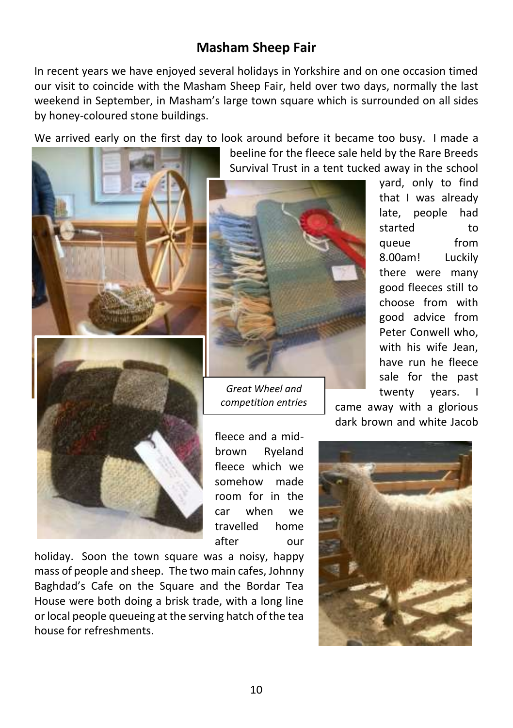## Masham Sheep Fair

In recent years we have enjoyed several holidays in Yorkshire and on one occasion timed our visit to coincide with the Masham Sheep Fair, held over two days, normally the last weekend in September, in Masham's large town square which is surrounded on all sides by honey-coloured stone buildings.

We arrived early on the first day to look around before it became too busy. I made a beeline for the fleece sale held by the Rare Breeds Survival Trust in a tent tucked away in the school yard, only to find that I was already late, people had started to queue from 8.00am! Luckily there were many good fleeces still to choose from with good advice from Peter Conwell who, with his wife Jean, have run he fleece sale for the past twenty years. I came away with a glorious dark brown and white Jacob fleece and a mid-brown Ryeland fleece which we somehow made room for in the car when we travelled home after our holiday. Soon the town square was a noisy, happy mass of people and sheep. The two main cafes, Johnny Baghdad's Cafe on the Square and the Bordar Tea House were both doing a brisk trade, with a long line or local people queueing at the serving hatch of the tea house for refreshments.

*Great Wheel and competition entries*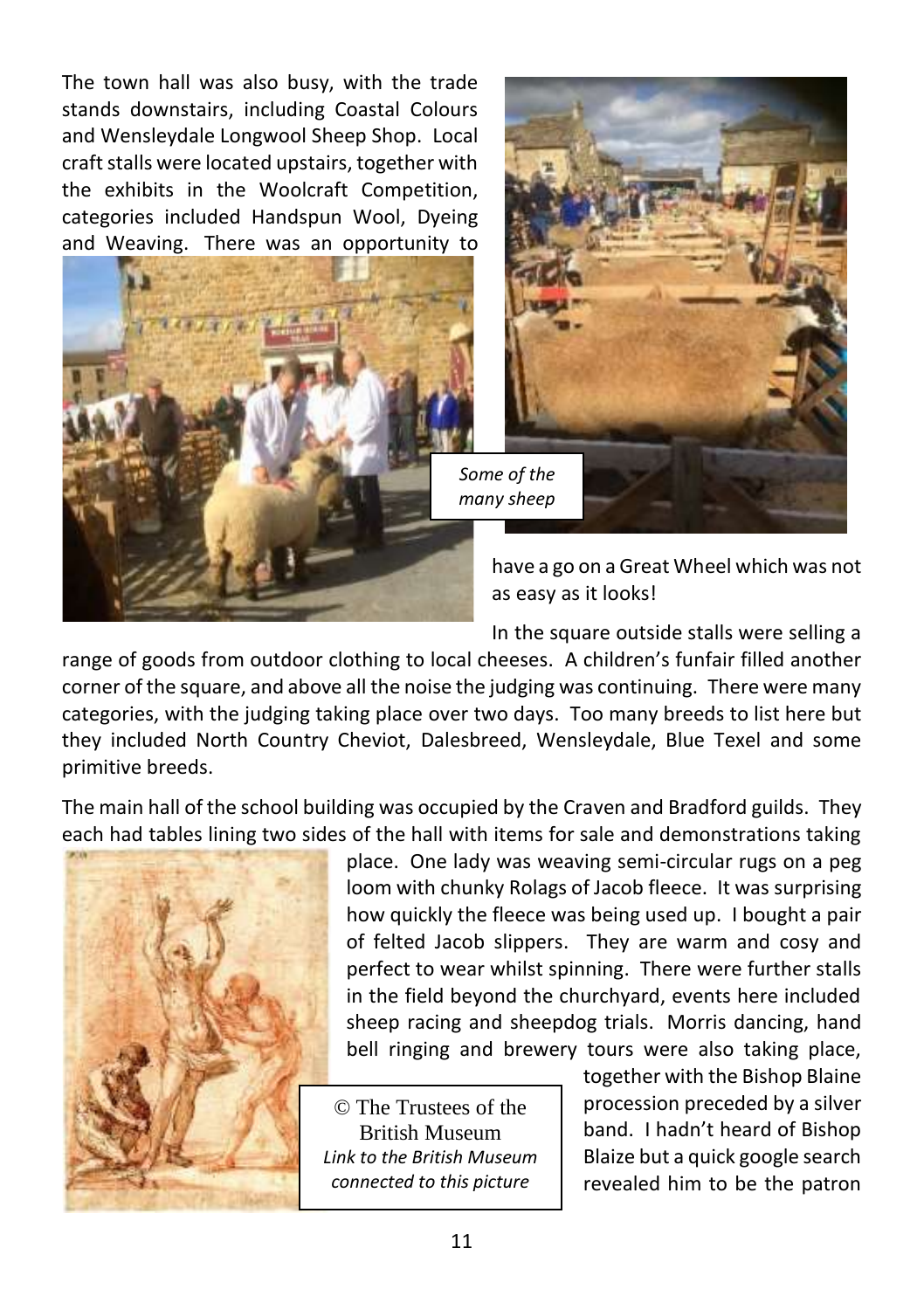The town hall was also busy, with the trade stands downstairs, including Coastal Colours and Wensleydale Longwool Sheep Shop. Local craft stalls were located upstairs, together with the exhibits in the Woolcraft Competition, categories included Handspun Wool, Dyeing and Weaving. There was an opportunity to have a go on a Great Wheel which was not as easy as it looks!

*Some of the many sheep*

In the square outside stalls were selling a range of goods from outdoor clothing to local cheeses. A children's funfair filled another corner of the square, and above all the noise the judging was continuing. There were many categories, with the judging taking place over two days. Too many breeds to list here but they included North Country Cheviot, Dalesbreed, Wensleydale, Blue Texel and some primitive breeds.

The main hall of the school building was occupied by the Craven and Bradford guilds. They each had tables lining two sides of the hall with items for sale and demonstrations taking place. One lady was weaving semi-circular rugs on a peg loom with chunky Rolags of Jacob fleece. It was surprising how quickly the fleece was being used up. I bought a pair of felted Jacob slippers. They are warm and cosy and perfect to wear whilst spinning. There were further stalls in the field beyond the churchyard, events here included sheep racing and sheepdog trials. Morris dancing, hand bell ringing and brewery tours were also taking place, together with the Bishop Blaine procession preceded by a silver band. I hadn't heard of Bishop Blaize but a quick google search revealed him to be the patron

© The Trustees of the British Museum
*Link to the British Museum connected to this picture*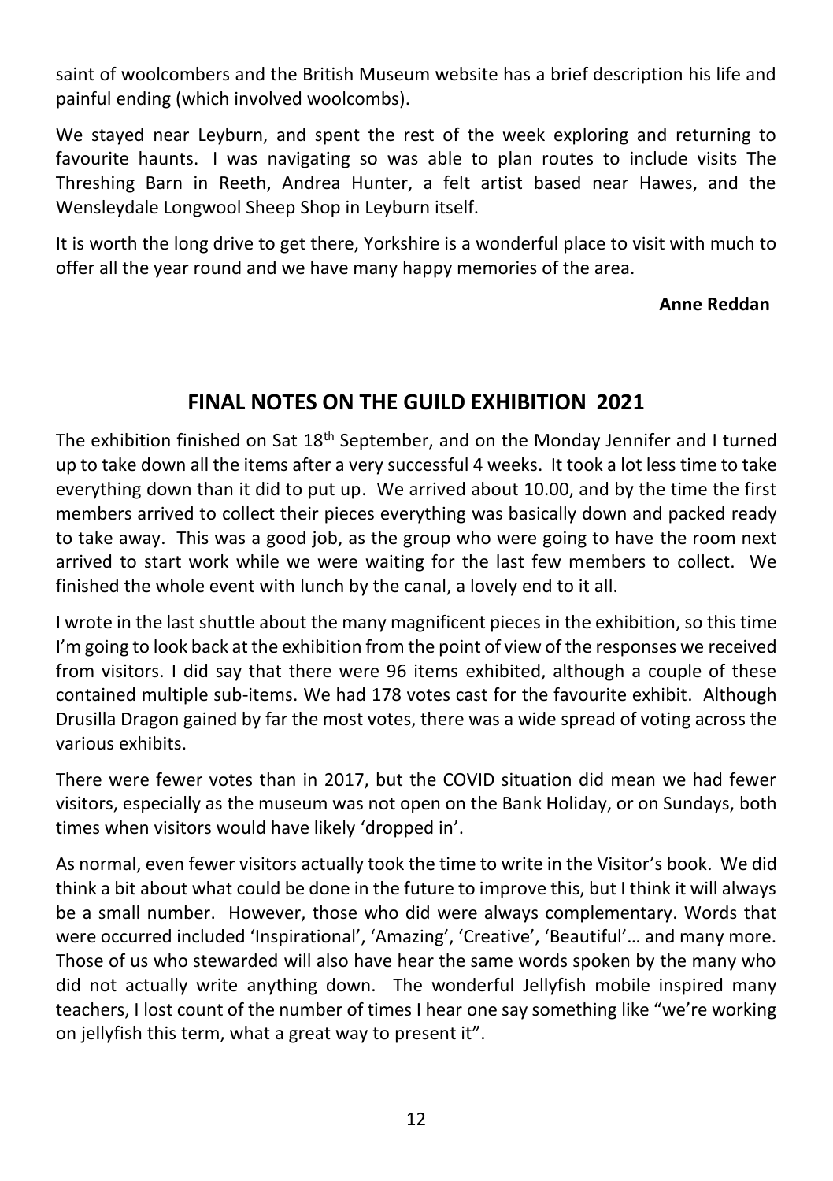saint of woolcombers and the British Museum website has a brief description his life and painful ending (which involved woolcombs).

We stayed near Leyburn, and spent the rest of the week exploring and returning to favourite haunts. I was navigating so was able to plan routes to include visits The Threshing Barn in Reeth, Andrea Hunter, a felt artist based near Hawes, and the Wensleydale Longwool Sheep Shop in Leyburn itself.

It is worth the long drive to get there, Yorkshire is a wonderful place to visit with much to offer all the year round and we have many happy memories of the area.

**Anne Reddan**

## FINAL NOTES ON THE GUILD EXHIBITION 2021

The exhibition finished on Sat 18th September, and on the Monday Jennifer and I turned up to take down all the items after a very successful 4 weeks. It took a lot less time to take everything down than it did to put up. We arrived about 10.00, and by the time the first members arrived to collect their pieces everything was basically down and packed ready to take away. This was a good job, as the group who were going to have the room next arrived to start work while we were waiting for the last few members to collect. We finished the whole event with lunch by the canal, a lovely end to it all.

I wrote in the last shuttle about the many magnificent pieces in the exhibition, so this time I'm going to look back at the exhibition from the point of view of the responses we received from visitors. I did say that there were 96 items exhibited, although a couple of these contained multiple sub-items. We had 178 votes cast for the favourite exhibit. Although Drusilla Dragon gained by far the most votes, there was a wide spread of voting across the various exhibits.

There were fewer votes than in 2017, but the COVID situation did mean we had fewer visitors, especially as the museum was not open on the Bank Holiday, or on Sundays, both times when visitors would have likely 'dropped in'.

As normal, even fewer visitors actually took the time to write in the Visitor's book. We did think a bit about what could be done in the future to improve this, but I think it will always be a small number. However, those who did were always complementary. Words that were occurred included 'Inspirational', 'Amazing', 'Creative', 'Beautiful'… and many more. Those of us who stewarded will also have hear the same words spoken by the many who did not actually write anything down. The wonderful Jellyfish mobile inspired many teachers, I lost count of the number of times I hear one say something like "we're working on jellyfish this term, what a great way to present it".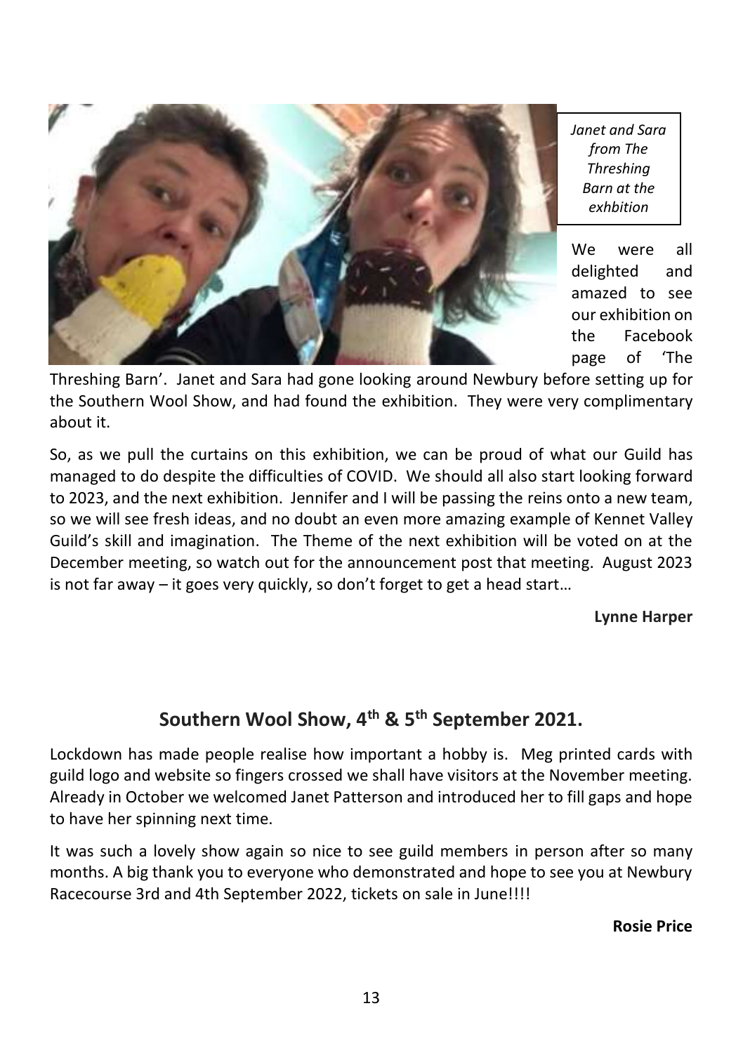*Janet and Sara from The Threshing Barn at the exhbition*

We were all delighted and amazed to see our exhibition on the Facebook page of 'The Threshing Barn'. Janet and Sara had gone looking around Newbury before setting up for the Southern Wool Show, and had found the exhibition. They were very complimentary about it.

So, as we pull the curtains on this exhibition, we can be proud of what our Guild has managed to do despite the difficulties of COVID. We should all also start looking forward to 2023, and the next exhibition. Jennifer and I will be passing the reins onto a new team, so we will see fresh ideas, and no doubt an even more amazing example of Kennet Valley Guild's skill and imagination. The Theme of the next exhibition will be voted on at the December meeting, so watch out for the announcement post that meeting. August 2023 is not far away – it goes very quickly, so don't forget to get a head start…

**Lynne Harper**

## Southern Wool Show, 4th & 5th September 2021.

Lockdown has made people realise how important a hobby is. Meg printed cards with guild logo and website so fingers crossed we shall have visitors at the November meeting. Already in October we welcomed Janet Patterson and introduced her to fill gaps and hope to have her spinning next time.

It was such a lovely show again so nice to see guild members in person after so many months. A big thank you to everyone who demonstrated and hope to see you at Newbury Racecourse 3rd and 4th September 2022, tickets on sale in June!!!!

**Rosie Price**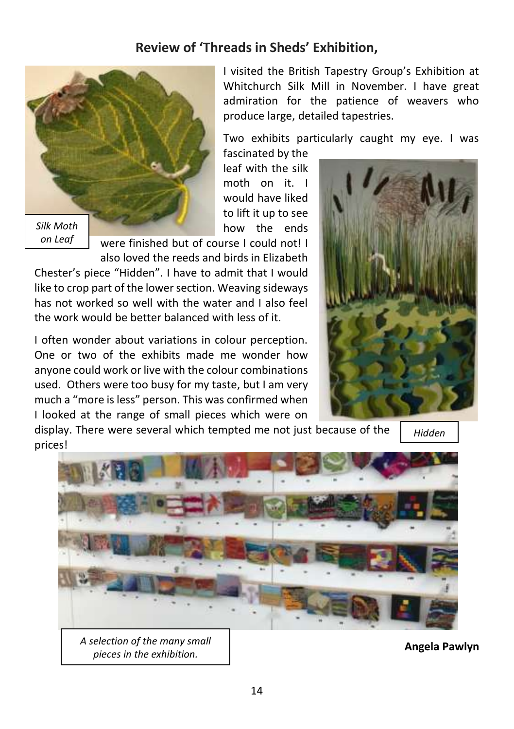## Review of 'Threads in Sheds' Exhibition,

I visited the British Tapestry Group's Exhibition at Whitchurch Silk Mill in November. I have great admiration for the patience of weavers who produce large, detailed tapestries.

Two exhibits particularly caught my eye. I was fascinated by the leaf with the silk moth on it. I would have liked to lift it up to see how the ends were finished but of course I could not! I also loved the reeds and birds in Elizabeth Chester's piece "Hidden". I have to admit that I would like to crop part of the lower section. Weaving sideways has not worked so well with the water and I also feel the work would be better balanced with less of it.

*Silk Moth on Leaf*

*Hidden*

I often wonder about variations in colour perception. One or two of the exhibits made me wonder how anyone could work or live with the colour combinations used. Others were too busy for my taste, but I am very much a "more is less" person. This was confirmed when I looked at the range of small pieces which were on display. There were several which tempted me not just because of the prices!

*A selection of the many small pieces in the exhibition.*

**Angela Pawlyn**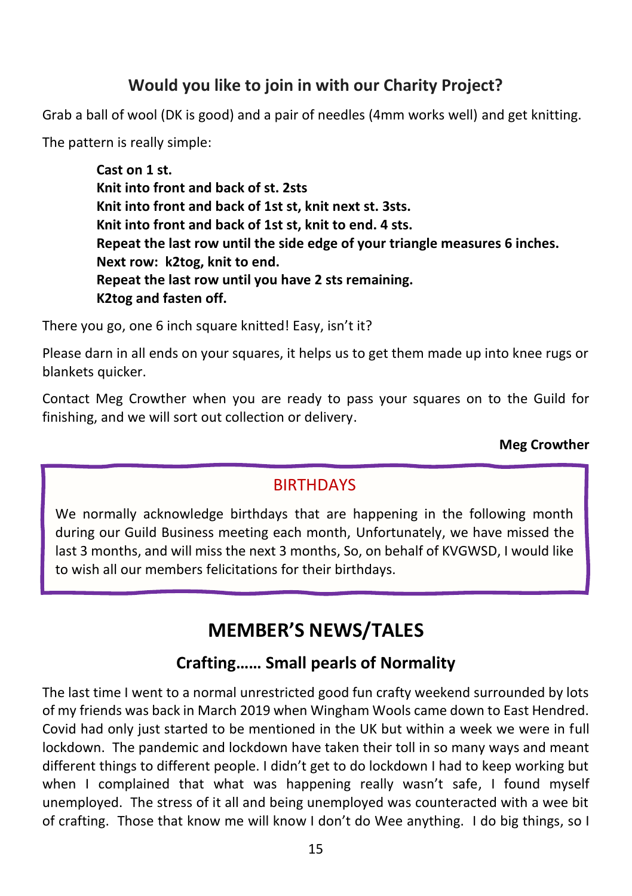## Would you like to join in with our Charity Project?

Grab a ball of wool (DK is good) and a pair of needles (4mm works well) and get knitting.

The pattern is really simple:

**Cast on 1 st.**
**Knit into front and back of st. 2sts**
**Knit into front and back of 1st st, knit next st. 3sts.**
**Knit into front and back of 1st st, knit to end. 4 sts.**
**Repeat the last row until the side edge of your triangle measures 6 inches.**
**Next row: k2tog, knit to end.**
**Repeat the last row until you have 2 sts remaining.**
**K2tog and fasten off.**

There you go, one 6 inch square knitted! Easy, isn't it?

Please darn in all ends on your squares, it helps us to get them made up into knee rugs or blankets quicker.

Contact Meg Crowther when you are ready to pass your squares on to the Guild for finishing, and we will sort out collection or delivery.

**Meg Crowther**

### BIRTHDAYS

We normally acknowledge birthdays that are happening in the following month during our Guild Business meeting each month, Unfortunately, we have missed the last 3 months, and will miss the next 3 months, So, on behalf of KVGWSD, I would like to wish all our members felicitations for their birthdays.

# MEMBER'S NEWS/TALES

## Crafting…… Small pearls of Normality

The last time I went to a normal unrestricted good fun crafty weekend surrounded by lots of my friends was back in March 2019 when Wingham Wools came down to East Hendred. Covid had only just started to be mentioned in the UK but within a week we were in full lockdown. The pandemic and lockdown have taken their toll in so many ways and meant different things to different people. I didn't get to do lockdown I had to keep working but when I complained that what was happening really wasn't safe, I found myself unemployed. The stress of it all and being unemployed was counteracted with a wee bit of crafting. Those that know me will know I don't do Wee anything. I do big things, so I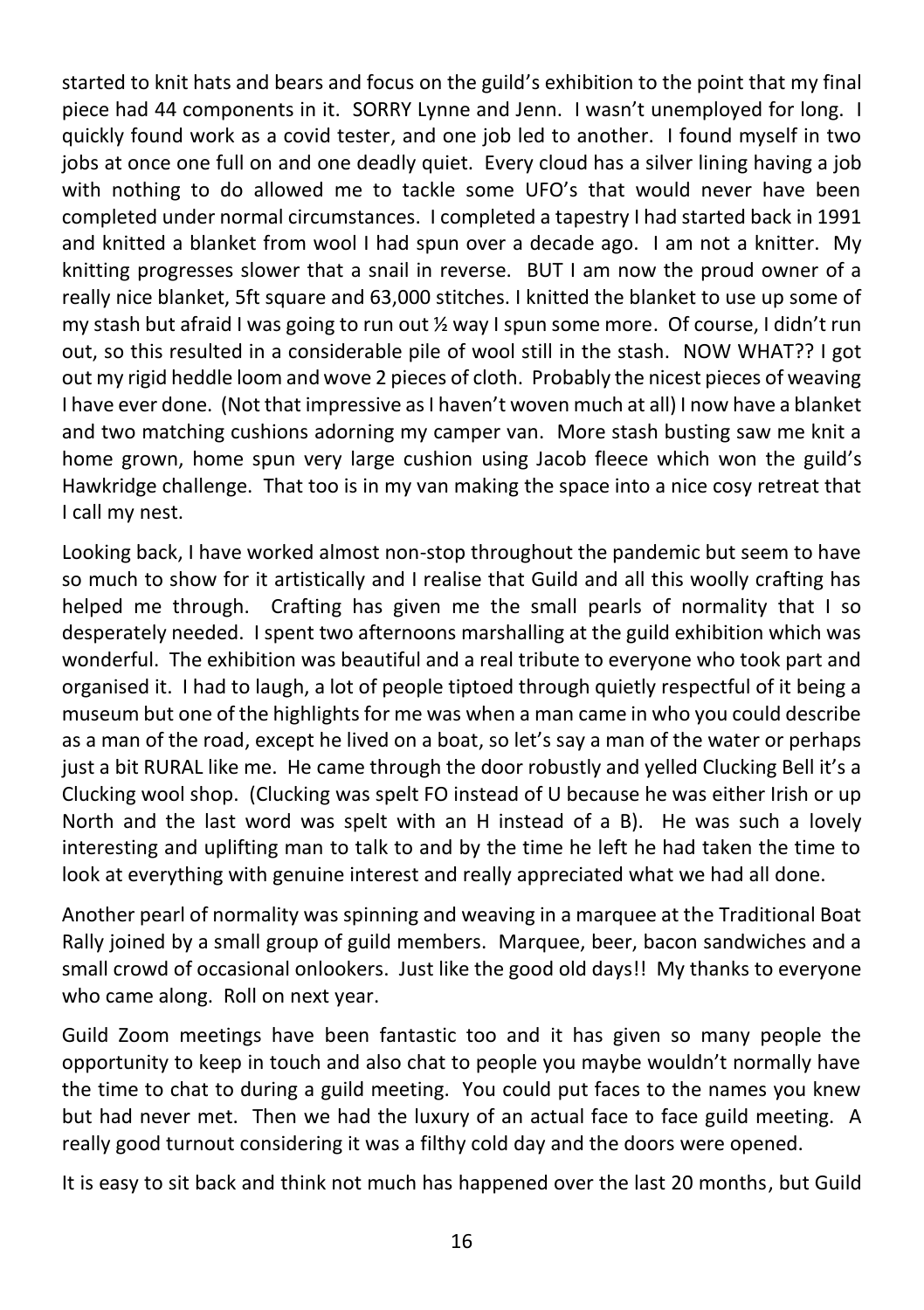started to knit hats and bears and focus on the guild's exhibition to the point that my final piece had 44 components in it. SORRY Lynne and Jenn. I wasn't unemployed for long. I quickly found work as a covid tester, and one job led to another. I found myself in two jobs at once one full on and one deadly quiet. Every cloud has a silver lining having a job with nothing to do allowed me to tackle some UFO's that would never have been completed under normal circumstances. I completed a tapestry I had started back in 1991 and knitted a blanket from wool I had spun over a decade ago. I am not a knitter. My knitting progresses slower that a snail in reverse. BUT I am now the proud owner of a really nice blanket, 5ft square and 63,000 stitches. I knitted the blanket to use up some of my stash but afraid I was going to run out ½ way I spun some more. Of course, I didn't run out, so this resulted in a considerable pile of wool still in the stash. NOW WHAT?? I got out my rigid heddle loom and wove 2 pieces of cloth. Probably the nicest pieces of weaving I have ever done. (Not that impressive as I haven't woven much at all) I now have a blanket and two matching cushions adorning my camper van. More stash busting saw me knit a home grown, home spun very large cushion using Jacob fleece which won the guild's Hawkridge challenge. That too is in my van making the space into a nice cosy retreat that I call my nest.

Looking back, I have worked almost non-stop throughout the pandemic but seem to have so much to show for it artistically and I realise that Guild and all this woolly crafting has helped me through. Crafting has given me the small pearls of normality that I so desperately needed. I spent two afternoons marshalling at the guild exhibition which was wonderful. The exhibition was beautiful and a real tribute to everyone who took part and organised it. I had to laugh, a lot of people tiptoed through quietly respectful of it being a museum but one of the highlights for me was when a man came in who you could describe as a man of the road, except he lived on a boat, so let's say a man of the water or perhaps just a bit RURAL like me. He came through the door robustly and yelled Clucking Bell it's a Clucking wool shop. (Clucking was spelt FO instead of U because he was either Irish or up North and the last word was spelt with an H instead of a B). He was such a lovely interesting and uplifting man to talk to and by the time he left he had taken the time to look at everything with genuine interest and really appreciated what we had all done.

Another pearl of normality was spinning and weaving in a marquee at the Traditional Boat Rally joined by a small group of guild members. Marquee, beer, bacon sandwiches and a small crowd of occasional onlookers. Just like the good old days!! My thanks to everyone who came along. Roll on next year.

Guild Zoom meetings have been fantastic too and it has given so many people the opportunity to keep in touch and also chat to people you maybe wouldn't normally have the time to chat to during a guild meeting. You could put faces to the names you knew but had never met. Then we had the luxury of an actual face to face guild meeting. A really good turnout considering it was a filthy cold day and the doors were opened.

It is easy to sit back and think not much has happened over the last 20 months, but Guild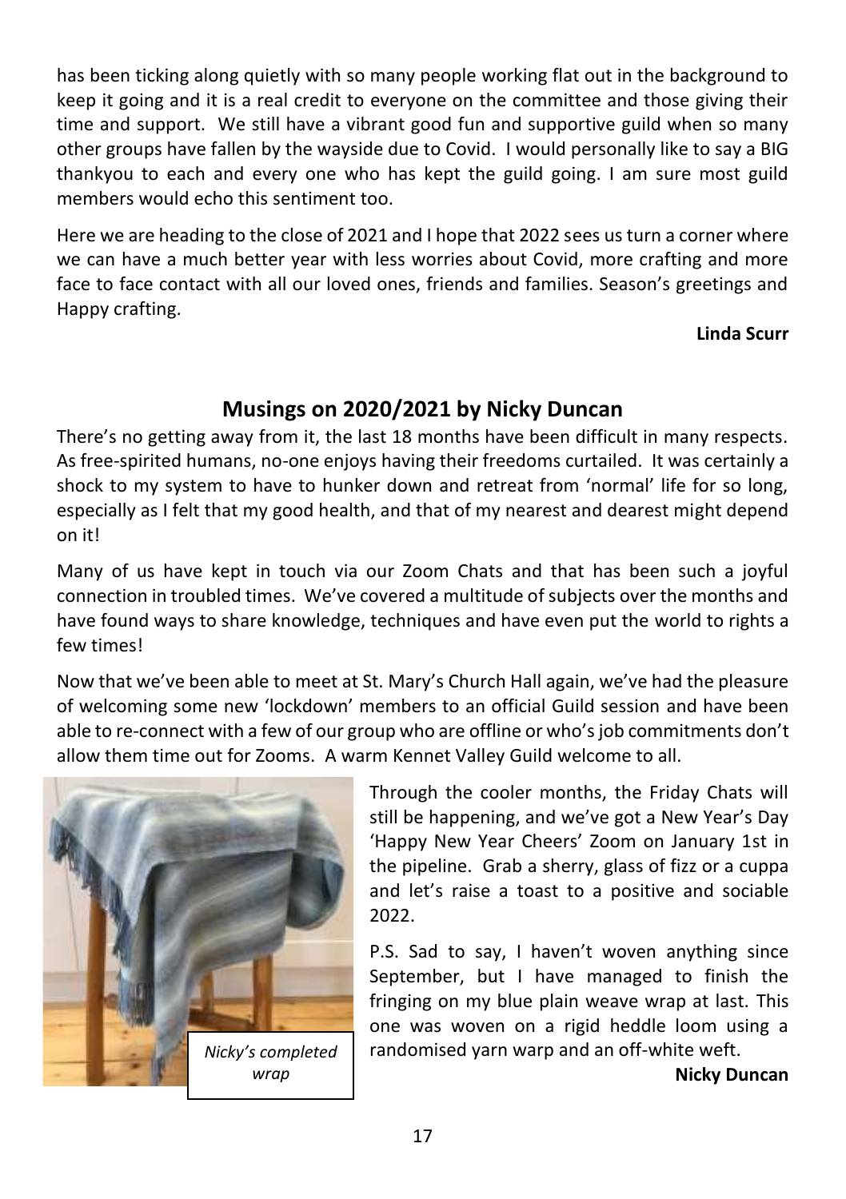has been ticking along quietly with so many people working flat out in the background to keep it going and it is a real credit to everyone on the committee and those giving their time and support. We still have a vibrant good fun and supportive guild when so many other groups have fallen by the wayside due to Covid. I would personally like to say a BIG thankyou to each and every one who has kept the guild going. I am sure most guild members would echo this sentiment too.

Here we are heading to the close of 2021 and I hope that 2022 sees us turn a corner where we can have a much better year with less worries about Covid, more crafting and more face to face contact with all our loved ones, friends and families. Season's greetings and Happy crafting.

**Linda Scurr**

## Musings on 2020/2021 by Nicky Duncan

There's no getting away from it, the last 18 months have been difficult in many respects. As free-spirited humans, no-one enjoys having their freedoms curtailed. It was certainly a shock to my system to have to hunker down and retreat from 'normal' life for so long, especially as I felt that my good health, and that of my nearest and dearest might depend on it!

Many of us have kept in touch via our Zoom Chats and that has been such a joyful connection in troubled times. We've covered a multitude of subjects over the months and have found ways to share knowledge, techniques and have even put the world to rights a few times!

Now that we've been able to meet at St. Mary's Church Hall again, we've had the pleasure of welcoming some new 'lockdown' members to an official Guild session and have been able to re-connect with a few of our group who are offline or who's job commitments don't allow them time out for Zooms. A warm Kennet Valley Guild welcome to all.

*Nicky's completed wrap*

Through the cooler months, the Friday Chats will still be happening, and we've got a New Year's Day 'Happy New Year Cheers' Zoom on January 1st in the pipeline. Grab a sherry, glass of fizz or a cuppa and let's raise a toast to a positive and sociable 2022.

P.S. Sad to say, I haven't woven anything since September, but I have managed to finish the fringing on my blue plain weave wrap at last. This one was woven on a rigid heddle loom using a randomised yarn warp and an off-white weft.

**Nicky Duncan**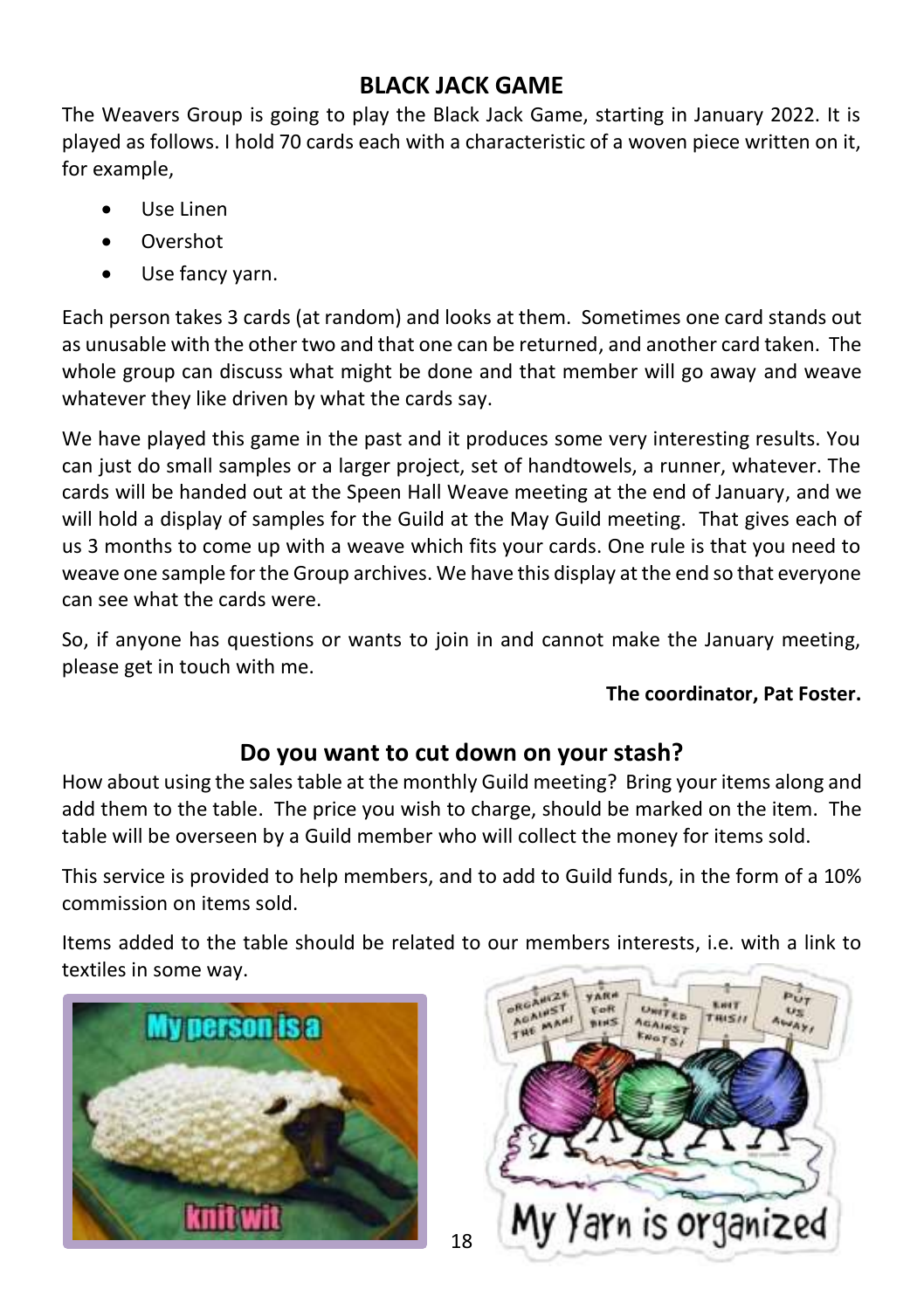## BLACK JACK GAME

The Weavers Group is going to play the Black Jack Game, starting in January 2022. It is played as follows. I hold 70 cards each with a characteristic of a woven piece written on it, for example,

- Use Linen
- Overshot
- Use fancy yarn.

Each person takes 3 cards (at random) and looks at them. Sometimes one card stands out as unusable with the other two and that one can be returned, and another card taken. The whole group can discuss what might be done and that member will go away and weave whatever they like driven by what the cards say.

We have played this game in the past and it produces some very interesting results. You can just do small samples or a larger project, set of handtowels, a runner, whatever. The cards will be handed out at the Speen Hall Weave meeting at the end of January, and we will hold a display of samples for the Guild at the May Guild meeting. That gives each of us 3 months to come up with a weave which fits your cards. One rule is that you need to weave one sample for the Group archives. We have this display at the end so that everyone can see what the cards were.

So, if anyone has questions or wants to join in and cannot make the January meeting, please get in touch with me.

**The coordinator, Pat Foster.**

## Do you want to cut down on your stash?

How about using the sales table at the monthly Guild meeting? Bring your items along and add them to the table. The price you wish to charge, should be marked on the item. The table will be overseen by a Guild member who will collect the money for items sold.

This service is provided to help members, and to add to Guild funds, in the form of a 10% commission on items sold.

Items added to the table should be related to our members interests, i.e. with a link to textiles in some way.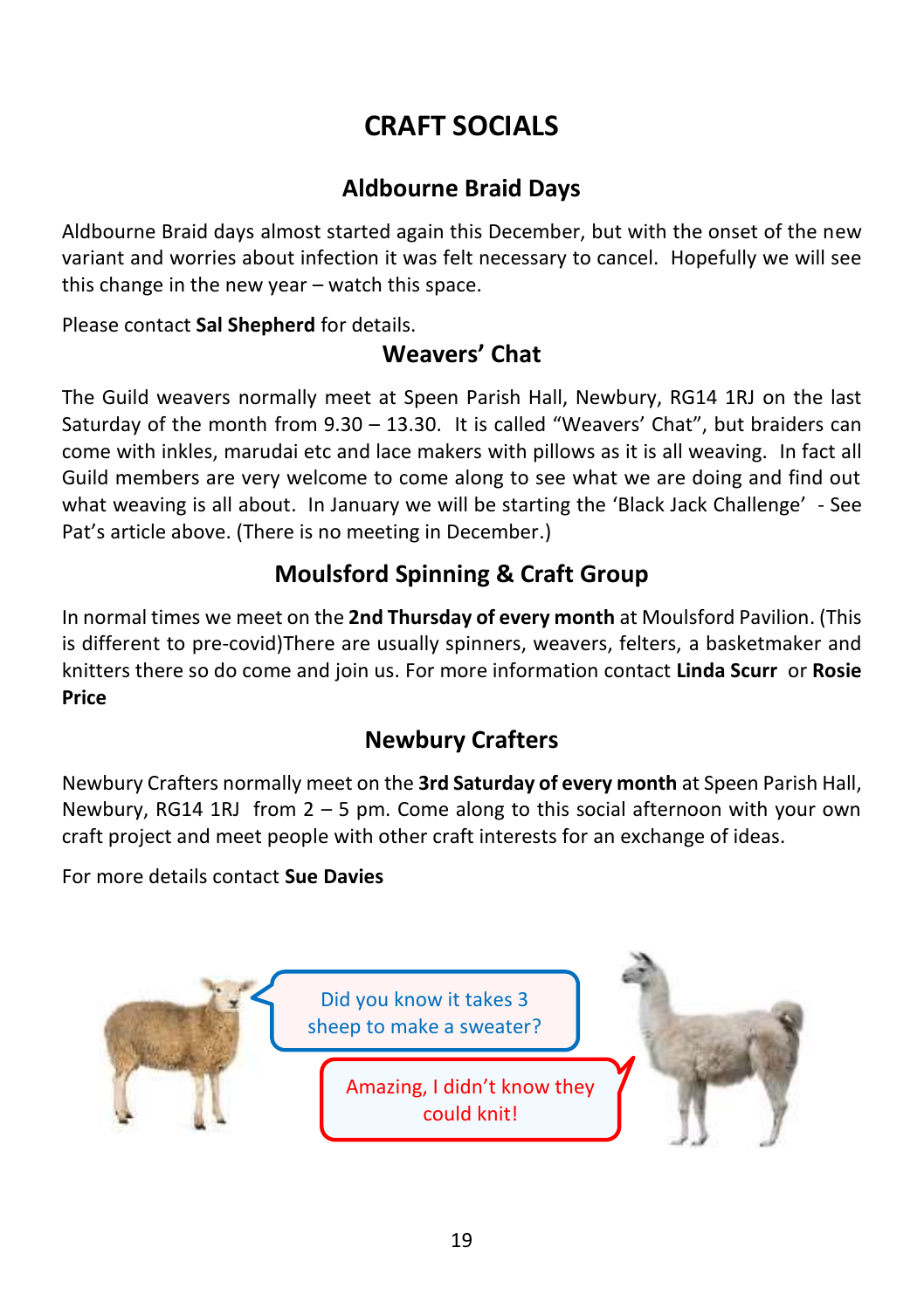# CRAFT SOCIALS

## Aldbourne Braid Days

Aldbourne Braid days almost started again this December, but with the onset of the new variant and worries about infection it was felt necessary to cancel. Hopefully we will see this change in the new year – watch this space.

Please contact **Sal Shepherd** for details.

## Weavers' Chat

The Guild weavers normally meet at Speen Parish Hall, Newbury, RG14 1RJ on the last Saturday of the month from 9.30 – 13.30. It is called "Weavers' Chat", but braiders can come with inkles, marudai etc and lace makers with pillows as it is all weaving. In fact all Guild members are very welcome to come along to see what we are doing and find out what weaving is all about. In January we will be starting the 'Black Jack Challenge' - See Pat's article above. (There is no meeting in December.)

## Moulsford Spinning & Craft Group

In normal times we meet on the **2nd Thursday of every month** at Moulsford Pavilion. (This is different to pre-covid)There are usually spinners, weavers, felters, a basketmaker and knitters there so do come and join us. For more information contact **Linda Scurr** or **Rosie Price**

## Newbury Crafters

Newbury Crafters normally meet on the **3rd Saturday of every month** at Speen Parish Hall, Newbury, RG14 1RJ from 2 – 5 pm. Come along to this social afternoon with your own craft project and meet people with other craft interests for an exchange of ideas.

For more details contact **Sue Davies**

Did you know it takes 3 sheep to make a sweater?

Amazing, I didn't know they could knit!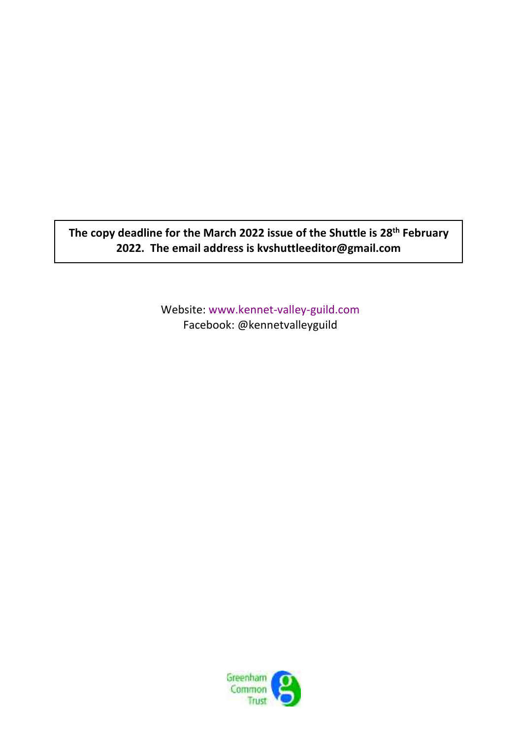**The copy deadline for the March 2022 issue of the Shuttle is 28th February 2022. The email address is kvshuttleeditor@gmail.com**

Website: www.kennet-valley-guild.com
Facebook: @kennetvalleyguild

Greenham Common Trust